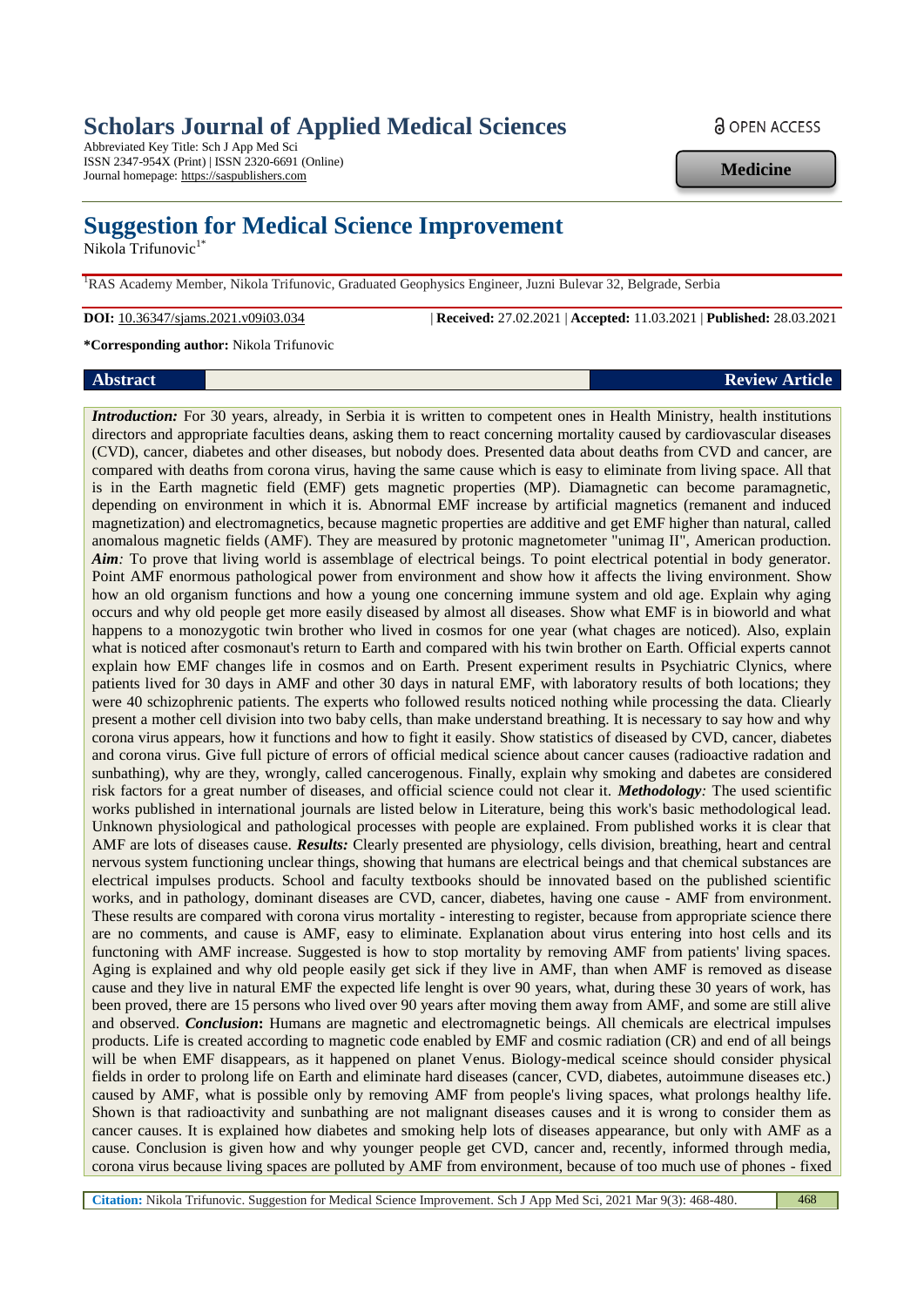# Scholars Journal of Applied Medical Sciences

Abbreviated Key Title: Sch J App Med Sci
ISSN 2347-954X (Print) | ISSN 2320-6691 (Online)
Journal homepage: https://saspublishers.com

OPEN ACCESS

**Medicine**

# Suggestion for Medical Science Improvement

Nikola Trifunovic[1*]

[1]RAS Academy Member, Nikola Trifunovic, Graduated Geophysics Engineer, Juzni Bulevar 32, Belgrade, Serbia

**DOI:** 10.36347/sjams.2021.v09i03.034 | **Received:** 27.02.2021 | **Accepted:** 11.03.2021 | **Published:** 28.03.2021

**\*Corresponding author:** Nikola Trifunovic

**Abstract** **Review Article**

***Introduction:*** For 30 years, already, in Serbia it is written to competent ones in Health Ministry, health institutions directors and appropriate faculties deans, asking them to react concerning mortality caused by cardiovascular diseases (CVD), cancer, diabetes and other diseases, but nobody does. Presented data about deaths from CVD and cancer, are compared with deaths from corona virus, having the same cause which is easy to eliminate from living space. All that is in the Earth magnetic field (EMF) gets magnetic properties (MP). Diamagnetic can become paramagnetic, depending on environment in which it is. Abnormal EMF increase by artificial magnetics (remanent and induced magnetization) and electromagnetics, because magnetic properties are additive and get EMF higher than natural, called anomalous magnetic fields (AMF). They are measured by protonic magnetometer "unimag II", American production. ***Aim:*** To prove that living world is assemblage of electrical beings. To point electrical potential in body generator. Point AMF enormous pathological power from environment and show how it affects the living environment. Show how an old organism functions and how a young one concerning immune system and old age. Explain why aging occurs and why old people get more easily diseased by almost all diseases. Show what EMF is in bioworld and what happens to a monozygotic twin brother who lived in cosmos for one year (what chages are noticed). Also, explain what is noticed after cosmonaut's return to Earth and compared with his twin brother on Earth. Official experts cannot explain how EMF changes life in cosmos and on Earth. Present experiment results in Psychiatric Clynics, where patients lived for 30 days in AMF and other 30 days in natural EMF, with laboratory results of both locations; they were 40 schizophrenic patients. The experts who followed results noticed nothing while processing the data. Clierly present a mother cell division into two baby cells, than make understand breathing. It is necessary to say how and why corona virus appears, how it functions and how to fight it easily. Show statistics of diseased by CVD, cancer, diabetes and corona virus. Give full picture of errors of official medical science about cancer causes (radioactive radation and sunbathing), why are they, wrongly, called cancerogenous. Finally, explain why smoking and dabetes are considered risk factors for a great number of diseases, and official science could not clear it. ***Methodology:*** The used scientific works published in international journals are listed below in Literature, being this work's basic methodological lead. Unknown physiological and pathological processes with people are explained. From published works it is clear that AMF are lots of diseases cause. ***Results:*** Clearly presented are physiology, cells division, breathing, heart and central nervous system functioning unclear things, showing that humans are electrical beings and that chemical substances are electrical impulses products. School and faculty textbooks should be innovated based on the published scientific works, and in pathology, dominant diseases are CVD, cancer, diabetes, having one cause - AMF from environment. These results are compared with corona virus mortality - interesting to register, because from appropriate science there are no comments, and cause is AMF, easy to eliminate. Explanation about virus entering into host cells and its functoning with AMF increase. Suggested is how to stop mortality by removing AMF from patients' living spaces. Aging is explained and why old people easily get sick if they live in AMF, than when AMF is removed as disease cause and they live in natural EMF the expected life lenght is over 90 years, what, during these 30 years of work, has been proved, there are 15 persons who lived over 90 years after moving them away from AMF, and some are still alive and observed. ***Conclusion*:** Humans are magnetic and electromagnetic beings. All chemicals are electrical impulses products. Life is created according to magnetic code enabled by EMF and cosmic radiation (CR) and end of all beings will be when EMF disappears, as it happened on planet Venus. Biology-medical sceince should consider physical fields in order to prolong life on Earth and eliminate hard diseases (cancer, CVD, diabetes, autoimmune diseases etc.) caused by AMF, what is possible only by removing AMF from people's living spaces, what prolongs healthy life. Shown is that radioactivity and sunbathing are not malignant diseases causes and it is wrong to consider them as cancer causes. It is explained how diabetes and smoking help lots of diseases appearance, but only with AMF as a cause. Conclusion is given how and why younger people get CVD, cancer and, recently, informed through media, corona virus because living spaces are polluted by AMF from environment, because of too much use of phones - fixed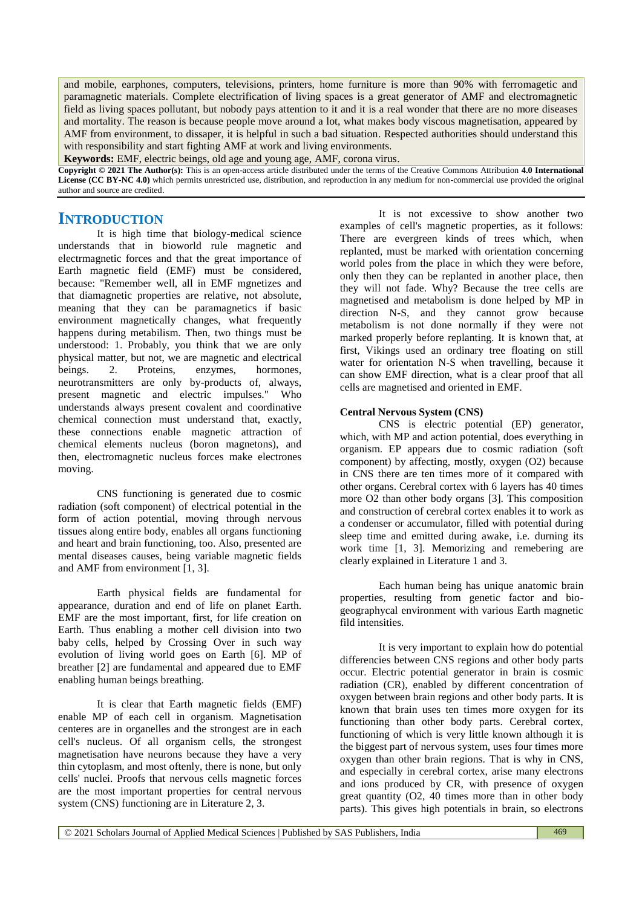and mobile, earphones, computers, televisions, printers, home furniture is more than 90% with ferromagetic and paramagnetic materials. Complete electrification of living spaces is a great generator of AMF and electromagnetic field as living spaces pollutant, but nobody pays attention to it and it is a real wonder that there are no more diseases and mortality. The reason is because people move around a lot, what makes body viscous magnetisation, appeared by AMF from environment, to dissaper, it is helpful in such a bad situation. Respected authorities should understand this with responsibility and start fighting AMF at work and living environments.

**Keywords:** EMF, electric beings, old age and young age, AMF, corona virus.

**Copyright © 2021 The Author(s):** This is an open-access article distributed under the terms of the Creative Commons Attribution **4.0 International License (CC BY-NC 4.0)** which permits unrestricted use, distribution, and reproduction in any medium for non-commercial use provided the original author and source are credited.

## INTRODUCTION

It is high time that biology-medical science understands that in bioworld rule magnetic and electrmagnetic forces and that the great importance of Earth magnetic field (EMF) must be considered, because: "Remember well, all in EMF mgnetizes and that diamagnetic properties are relative, not absolute, meaning that they can be paramagnetics if basic environment magnetically changes, what frequently happens during metabilism. Then, two things must be understood: 1. Probably, you think that we are only physical matter, but not, we are magnetic and electrical beings. 2. Proteins, enzymes, hormones, neurotransmitters are only by-products of, always, present magnetic and electric impulses." Who understands always present covalent and coordinative chemical connection must understand that, exactly, these connections enable magnetic attraction of chemical elements nucleus (boron magnetons), and then, electromagnetic nucleus forces make electrones moving.

CNS functioning is generated due to cosmic radiation (soft component) of electrical potential in the form of action potential, moving through nervous tissues along entire body, enables all organs functioning and heart and brain functioning, too. Also, presented are mental diseases causes, being variable magnetic fields and AMF from environment [1, 3].

Earth physical fields are fundamental for appearance, duration and end of life on planet Earth. EMF are the most important, first, for life creation on Earth. Thus enabling a mother cell division into two baby cells, helped by Crossing Over in such way evolution of living world goes on Earth [6]. MP of breather [2] are fundamental and appeared due to EMF enabling human beings breathing.

It is clear that Earth magnetic fields (EMF) enable MP of each cell in organism. Magnetisation centeres are in organelles and the strongest are in each cell's nucleus. Of all organism cells, the strongest magnetisation have neurons because they have a very thin cytoplasm, and most oftenly, there is none, but only cells' nuclei. Proofs that nervous cells magnetic forces are the most important properties for central nervous system (CNS) functioning are in Literature 2, 3.

It is not excessive to show another two examples of cell's magnetic properties, as it follows: There are evergreen kinds of trees which, when replanted, must be marked with orientation concerning world poles from the place in which they were before, only then they can be replanted in another place, then they will not fade. Why? Because the tree cells are magnetised and metabolism is done helped by MP in direction N-S, and they cannot grow because metabolism is not done normally if they were not marked properly before replanting. It is known that, at first, Vikings used an ordinary tree floating on still water for orientation N-S when travelling, because it can show EMF direction, what is a clear proof that all cells are magnetised and oriented in EMF.

**Central Nervous System (CNS)**

CNS is electric potential (EP) generator, which, with MP and action potential, does everything in organism. EP appears due to cosmic radiation (soft component) by affecting, mostly, oxygen ($O_2$) because in CNS there are ten times more of it compared with other organs. Cerebral cortex with 6 layers has 40 times more $O_2$ than other body organs [3]. This composition and construction of cerebral cortex enables it to work as a condenser or accumulator, filled with potential during sleep time and emitted during awake, i.e. durning its work time [1, 3]. Memorizing and remebering are clearly explained in Literature 1 and 3.

Each human being has unique anatomic brain properties, resulting from genetic factor and bio-geographycal environment with various Earth magnetic fild intensities.

It is very important to explain how do potential differencies between CNS regions and other body parts occur. Electric potential generator in brain is cosmic radiation (CR), enabled by different concentration of oxygen between brain regions and other body parts. It is known that brain uses ten times more oxygen for its functioning than other body parts. Cerebral cortex, functioning of which is very little known although it is the biggest part of nervous system, uses four times more oxygen than other brain regions. That is why in CNS, and especially in cerebral cortex, arise many electrons and ions produced by CR, with presence of oxygen great quantity ($O_2$, 40 times more than in other body parts). This gives high potentials in brain, so electrons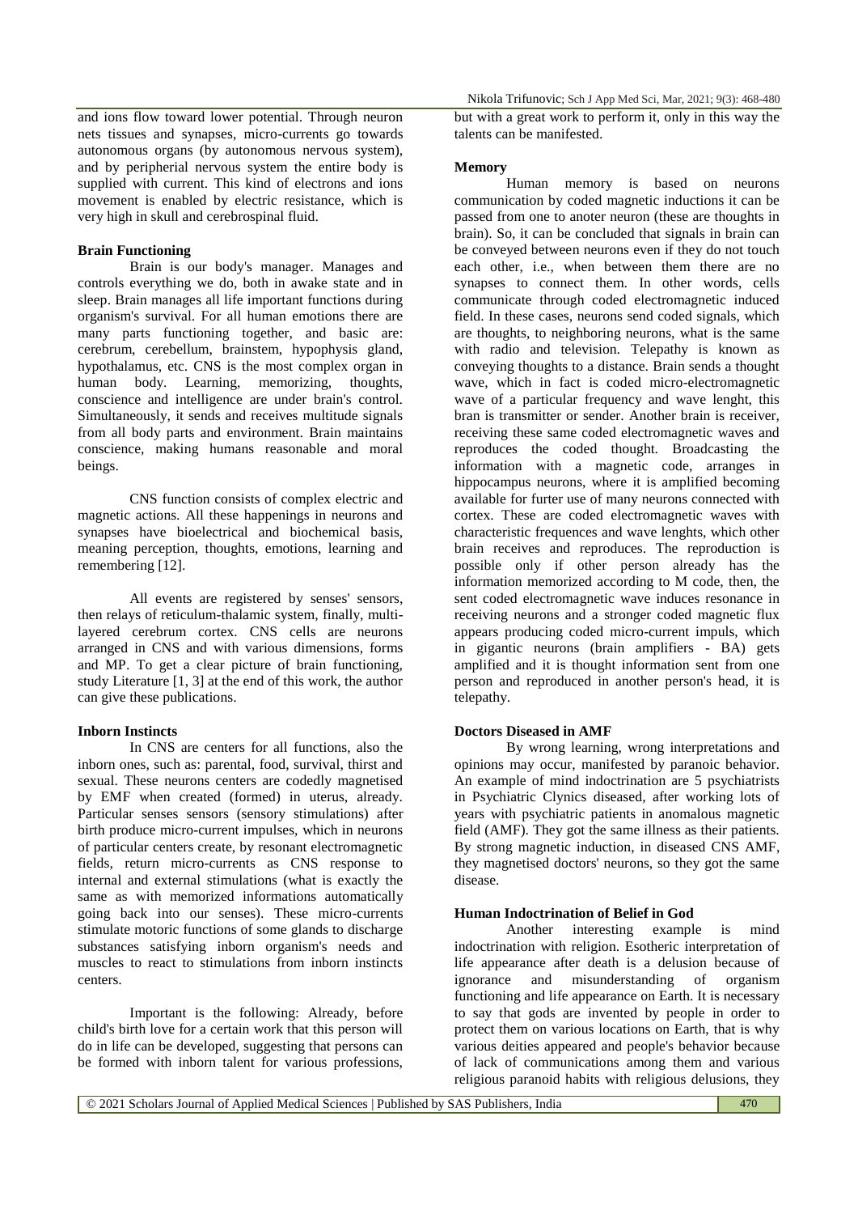and ions flow toward lower potential. Through neuron nets tissues and synapses, micro-currents go towards autonomous organs (by autonomous nervous system), and by peripherial nervous system the entire body is supplied with current. This kind of electrons and ions movement is enabled by electric resistance, which is very high in skull and cerebrospinal fluid.

**Brain Functioning**

Brain is our body's manager. Manages and controls everything we do, both in awake state and in sleep. Brain manages all life important functions during organism's survival. For all human emotions there are many parts functioning together, and basic are: cerebrum, cerebellum, brainstem, hypophysis gland, hypothalamus, etc. CNS is the most complex organ in human body. Learning, memorizing, thoughts, conscience and intelligence are under brain's control. Simultaneously, it sends and receives multitude signals from all body parts and environment. Brain maintains conscience, making humans reasonable and moral beings.

CNS function consists of complex electric and magnetic actions. All these happenings in neurons and synapses have bioelectrical and biochemical basis, meaning perception, thoughts, emotions, learning and remembering [12].

All events are registered by senses' sensors, then relays of reticulum-thalamic system, finally, multi-layered cerebrum cortex. CNS cells are neurons arranged in CNS and with various dimensions, forms and MP. To get a clear picture of brain functioning, study Literature [1, 3] at the end of this work, the author can give these publications.

**Inborn Instincts**

In CNS are centers for all functions, also the inborn ones, such as: parental, food, survival, thirst and sexual. These neurons centers are codedly magnetised by EMF when created (formed) in uterus, already. Particular senses sensors (sensory stimulations) after birth produce micro-current impulses, which in neurons of particular centers create, by resonant electromagnetic fields, return micro-currents as CNS response to internal and external stimulations (what is exactly the same as with memorized informations automatically going back into our senses). These micro-currents stimulate motoric functions of some glands to discharge substances satisfying inborn organism's needs and muscles to react to stimulations from inborn instincts centers.

Important is the following: Already, before child's birth love for a certain work that this person will do in life can be developed, suggesting that persons can be formed with inborn talent for various professions, but with a great work to perform it, only in this way the talents can be manifested.

**Memory**

Human memory is based on neurons communication by coded magnetic inductions it can be passed from one to anoter neuron (these are thoughts in brain). So, it can be concluded that signals in brain can be conveyed between neurons even if they do not touch each other, i.e., when between them there are no synapses to connect them. In other words, cells communicate through coded electromagnetic induced field. In these cases, neurons send coded signals, which are thoughts, to neighboring neurons, what is the same with radio and television. Telepathy is known as conveying thoughts to a distance. Brain sends a thought wave, which in fact is coded micro-electromagnetic wave of a particular frequency and wave lenght, this bran is transmitter or sender. Another brain is receiver, receiving these same coded electromagnetic waves and reproduces the coded thought. Broadcasting the information with a magnetic code, arranges in hippocampus neurons, where it is amplified becoming available for furter use of many neurons connected with cortex. These are coded electromagnetic waves with characteristic frequences and wave lenghts, which other brain receives and reproduces. The reproduction is possible only if other person already has the information memorized according to M code, then, the sent coded electromagnetic wave induces resonance in receiving neurons and a stronger coded magnetic flux appears producing coded micro-current impuls, which in gigantic neurons (brain amplifiers - BA) gets amplified and it is thought information sent from one person and reproduced in another person's head, it is telepathy.

**Doctors Diseased in AMF**

By wrong learning, wrong interpretations and opinions may occur, manifested by paranoic behavior. An example of mind indoctrination are 5 psychiatrists in Psychiatric Clynics diseased, after working lots of years with psychiatric patients in anomalous magnetic field (AMF). They got the same illness as their patients. By strong magnetic induction, in diseased CNS AMF, they magnetised doctors' neurons, so they got the same disease.

**Human Indoctrination of Belief in God**

Another interesting example is mind indoctrination with religion. Esotheric interpretation of life appearance after death is a delusion because of ignorance and misunderstanding of organism functioning and life appearance on Earth. It is necessary to say that gods are invented by people in order to protect them on various locations on Earth, that is why various deities appeared and people's behavior because of lack of communications among them and various religious paranoid habits with religious delusions, they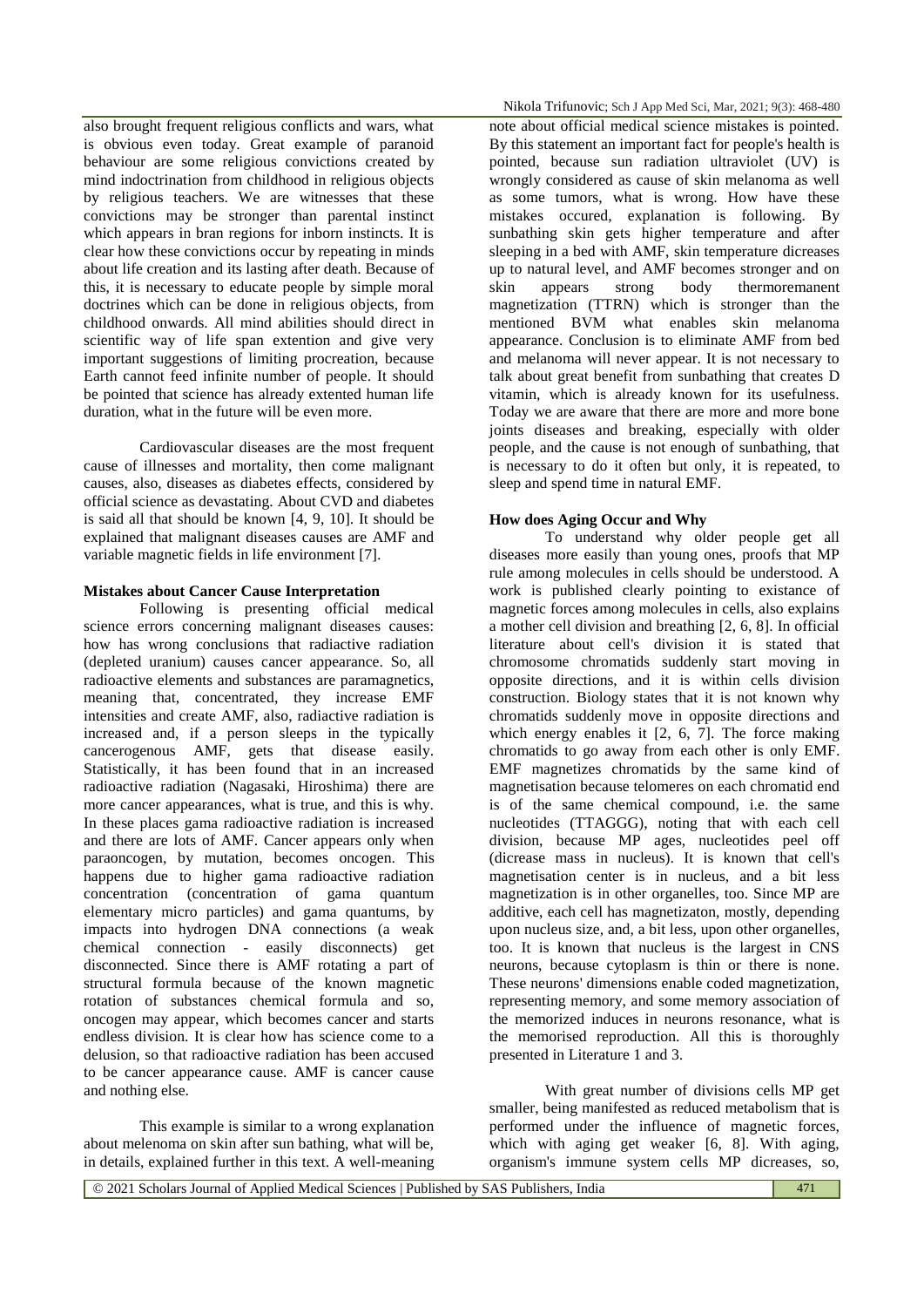also brought frequent religious conflicts and wars, what is obvious even today. Great example of paranoid behaviour are some religious convictions created by mind indoctrination from childhood in religious objects by religious teachers. We are witnesses that these convictions may be stronger than parental instinct which appears in bran regions for inborn instincts. It is clear how these convictions occur by repeating in minds about life creation and its lasting after death. Because of this, it is necessary to educate people by simple moral doctrines which can be done in religious objects, from childhood onwards. All mind abilities should direct in scientific way of life span extention and give very important suggestions of limiting procreation, because Earth cannot feed infinite number of people. It should be pointed that science has already extented human life duration, what in the future will be even more.

Cardiovascular diseases are the most frequent cause of illnesses and mortality, then come malignant causes, also, diseases as diabetes effects, considered by official science as devastating. About CVD and diabetes is said all that should be known [4, 9, 10]. It should be explained that malignant diseases causes are AMF and variable magnetic fields in life environment [7].

**Mistakes about Cancer Cause Interpretation**

Following is presenting official medical science errors concerning malignant diseases causes: how has wrong conclusions that radiactive radiation (depleted uranium) causes cancer appearance. So, all radioactive elements and substances are paramagnetics, meaning that, concentrated, they increase EMF intensities and create AMF, also, radiactive radiation is increased and, if a person sleeps in the typically cancerogenous AMF, gets that disease easily. Statistically, it has been found that in an increased radioactive radiation (Nagasaki, Hiroshima) there are more cancer appearances, what is true, and this is why. In these places gama radioactive radiation is increased and there are lots of AMF. Cancer appears only when paraoncogen, by mutation, becomes oncogen. This happens due to higher gama radioactive radiation concentration (concentration of gama quantum elementary micro particles) and gama quantums, by impacts into hydrogen DNA connections (a weak chemical connection - easily disconnects) get disconnected. Since there is AMF rotating a part of structural formula because of the known magnetic rotation of substances chemical formula and so, oncogen may appear, which becomes cancer and starts endless division. It is clear how has science come to a delusion, so that radioactive radiation has been accused to be cancer appearance cause. AMF is cancer cause and nothing else.

This example is similar to a wrong explanation about melenoma on skin after sun bathing, what will be, in details, explained further in this text. A well-meaning note about official medical science mistakes is pointed. By this statement an important fact for people's health is pointed, because sun radiation ultraviolet (UV) is wrongly considered as cause of skin melanoma as well as some tumors, what is wrong. How have these mistakes occured, explanation is following. By sunbathing skin gets higher temperature and after sleeping in a bed with AMF, skin temperature dicreases up to natural level, and AMF becomes stronger and on skin appears strong body thermoremanent magnetization (TTRN) which is stronger than the mentioned BVM what enables skin melanoma appearance. Conclusion is to eliminate AMF from bed and melanoma will never appear. It is not necessary to talk about great benefit from sunbathing that creates D vitamin, which is already known for its usefulness. Today we are aware that there are more and more bone joints diseases and breaking, especially with older people, and the cause is not enough of sunbathing, that is necessary to do it often but only, it is repeated, to sleep and spend time in natural EMF.

**How does Aging Occur and Why**

To understand why older people get all diseases more easily than young ones, proofs that MP rule among molecules in cells should be understood. A work is published clearly pointing to existance of magnetic forces among molecules in cells, also explains a mother cell division and breathing [2, 6, 8]. In official literature about cell's division it is stated that chromosome chromatids suddenly start moving in opposite directions, and it is within cells division construction. Biology states that it is not known why chromatids suddenly move in opposite directions and which energy enables it [2, 6, 7]. The force making chromatids to go away from each other is only EMF. EMF magnetizes chromatids by the same kind of magnetisation because telomeres on each chromatid end is of the same chemical compound, i.e. the same nucleotides (TTAGGG), noting that with each cell division, because MP ages, nucleotides peel off (decrease mass in nucleus). It is known that cell's magnetisation center is in nucleus, and a bit less magnetization is in other organelles, too. Since MP are additive, each cell has magnetizaton, mostly, depending upon nucleus size, and, a bit less, upon other organelles, too. It is known that nucleus is the largest in CNS neurons, because cytoplasm is thin or there is none. These neurons' dimensions enable coded magnetization, representing memory, and some memory association of the memorized induces in neurons resonance, what is the memorised reproduction. All this is thoroughly presented in Literature 1 and 3.

With great number of divisions cells MP get smaller, being manifested as reduced metabolism that is performed under the influence of magnetic forces, which with aging get weaker [6, 8]. With aging, organism's immune system cells MP dicreases, so,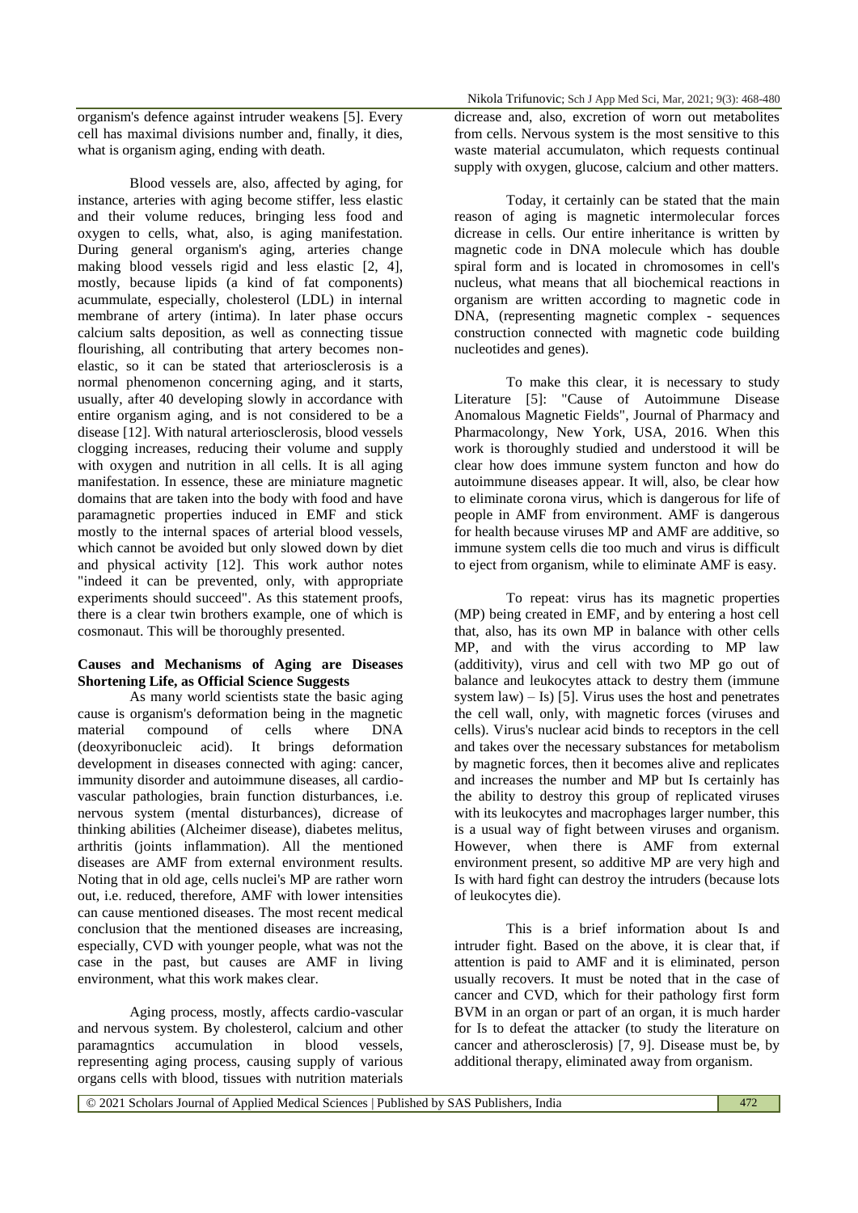organism's defence against intruder weakens [5]. Every cell has maximal divisions number and, finally, it dies, what is organism aging, ending with death.

Blood vessels are, also, affected by aging, for instance, arteries with aging become stiffer, less elastic and their volume reduces, bringing less food and oxygen to cells, what, also, is aging manifestation. During general organism's aging, arteries change making blood vessels rigid and less elastic [2, 4], mostly, because lipids (a kind of fat components) acummulate, especially, cholesterol (LDL) in internal membrane of artery (intima). In later phase occurs calcium salts deposition, as well as connecting tissue flourishing, all contributing that artery becomes non-elastic, so it can be stated that arteriosclerosis is a normal phenomenon concerning aging, and it starts, usually, after 40 developing slowly in accordance with entire organism aging, and is not considered to be a disease [12]. With natural arteriosclerosis, blood vessels clogging increases, reducing their volume and supply with oxygen and nutrition in all cells. It is all aging manifestation. In essence, these are miniature magnetic domains that are taken into the body with food and have paramagnetic properties induced in EMF and stick mostly to the internal spaces of arterial blood vessels, which cannot be avoided but only slowed down by diet and physical activity [12]. This work author notes "indeed it can be prevented, only, with appropriate experiments should succeed". As this statement proofs, there is a clear twin brothers example, one of which is cosmonaut. This will be thoroughly presented.

## Causes and Mechanisms of Aging are Diseases Shortening Life, as Official Science Suggests

As many world scientists state the basic aging cause is organism's deformation being in the magnetic material compound of cells where DNA (deoxyribonucleic acid). It brings deformation development in diseases connected with aging: cancer, immunity disorder and autoimmune diseases, all cardio-vascular pathologies, brain function disturbances, i.e. nervous system (mental disturbances), dicrease of thinking abilities (Alcheimer disease), diabetes melitus, arthritis (joints inflammation). All the mentioned diseases are AMF from external environment results. Noting that in old age, cells nuclei's MP are rather worn out, i.e. reduced, therefore, AMF with lower intensities can cause mentioned diseases. The most recent medical conclusion that the mentioned diseases are increasing, especially, CVD with younger people, what was not the case in the past, but causes are AMF in living environment, what this work makes clear.

Aging process, mostly, affects cardio-vascular and nervous system. By cholesterol, calcium and other paramagntics accumulation in blood vessels, representing aging process, causing supply of various organs cells with blood, tissues with nutrition materials dicrease and, also, excretion of worn out metabolites from cells. Nervous system is the most sensitive to this waste material accumulaton, which requests continual supply with oxygen, glucose, calcium and other matters.

Today, it certainly can be stated that the main reason of aging is magnetic intermolecular forces dicrease in cells. Our entire inheritance is written by magnetic code in DNA molecule which has double spiral form and is located in chromosomes in cell's nucleus, what means that all biochemical reactions in organism are written according to magnetic code in DNA, (representing magnetic complex - sequences construction connected with magnetic code building nucleotides and genes).

To make this clear, it is necessary to study Literature [5]: "Cause of Autoimmune Disease Anomalous Magnetic Fields", Journal of Pharmacy and Pharmacolongy, New York, USA, 2016. When this work is thoroughly studied and understood it will be clear how does immune system functon and how do autoimmune diseases appear. It will, also, be clear how to eliminate corona virus, which is dangerous for life of people in AMF from environment. AMF is dangerous for health because viruses MP and AMF are additive, so immune system cells die too much and virus is difficult to eject from organism, while to eliminate AMF is easy.

To repeat: virus has its magnetic properties (MP) being created in EMF, and by entering a host cell that, also, has its own MP in balance with other cells MP, and with the virus according to MP law (additivity), virus and cell with two MP go out of balance and leukocytes attack to destry them (immune system law) – Is) [5]. Virus uses the host and penetrates the cell wall, only, with magnetic forces (viruses and cells). Virus's nuclear acid binds to receptors in the cell and takes over the necessary substances for metabolism by magnetic forces, then it becomes alive and replicates and increases the number and MP but Is certainly has the ability to destroy this group of replicated viruses with its leukocytes and macrophages larger number, this is a usual way of fight between viruses and organism. However, when there is AMF from external environment present, so additive MP are very high and Is with hard fight can destroy the intruders (because lots of leukocytes die).

This is a brief information about Is and intruder fight. Based on the above, it is clear that, if attention is paid to AMF and it is eliminated, person usually recovers. It must be noted that in the case of cancer and CVD, which for their pathology first form BVM in an organ or part of an organ, it is much harder for Is to defeat the attacker (to study the literature on cancer and atherosclerosis) [7, 9]. Disease must be, by additional therapy, eliminated away from organism.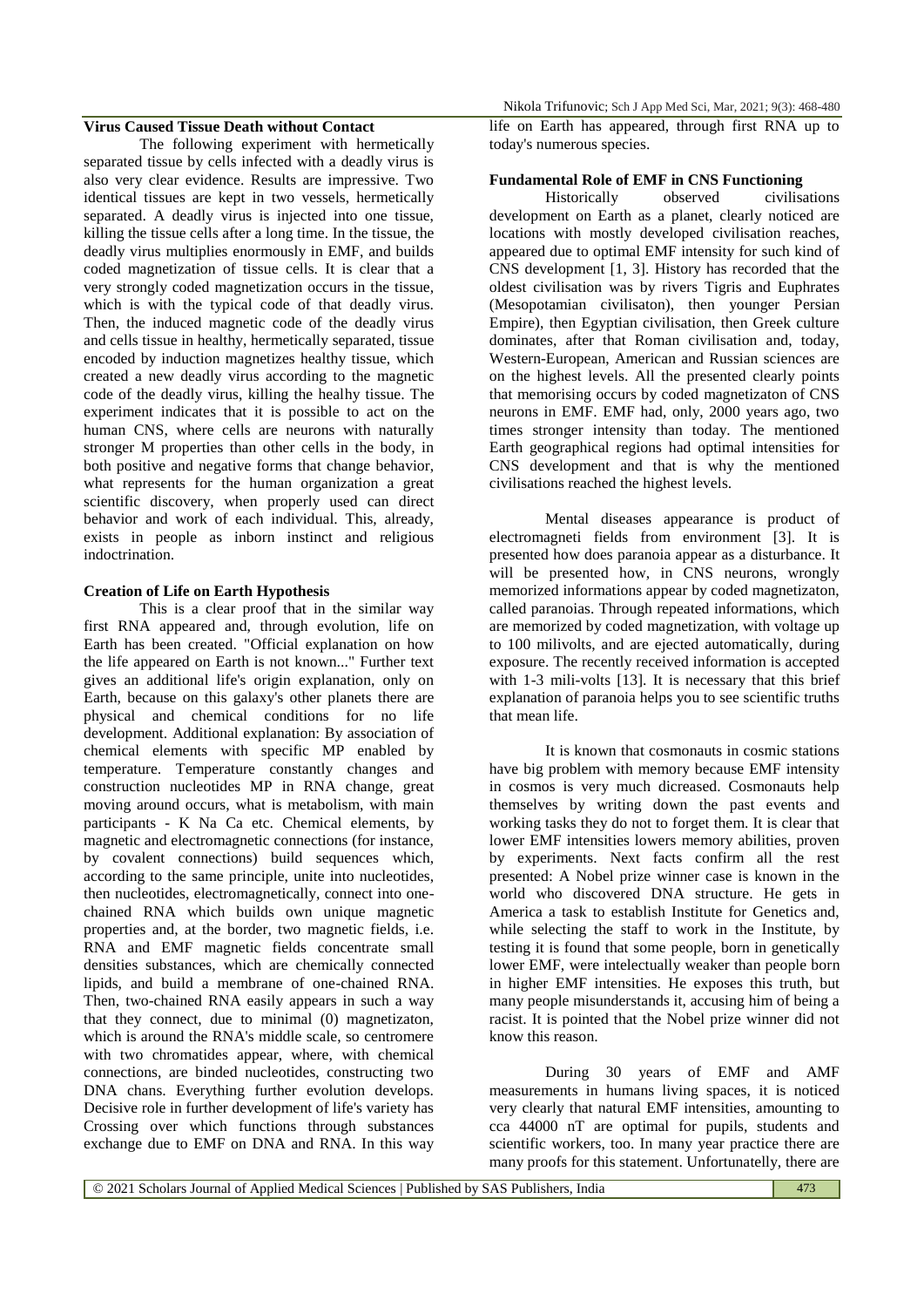### Virus Caused Tissue Death without Contact

The following experiment with hermetically separated tissue by cells infected with a deadly virus is also very clear evidence. Results are impressive. Two identical tissues are kept in two vessels, hermetically separated. A deadly virus is injected into one tissue, killing the tissue cells after a long time. In the tissue, the deadly virus multiplies enormously in EMF, and builds coded magnetization of tissue cells. It is clear that a very strongly coded magnetization occurs in the tissue, which is with the typical code of that deadly virus. Then, the induced magnetic code of the deadly virus and cells tissue in healthy, hermetically separated, tissue encoded by induction magnetizes healthy tissue, which created a new deadly virus according to the magnetic code of the deadly virus, killing the healhy tissue. The experiment indicates that it is possible to act on the human CNS, where cells are neurons with naturally stronger M properties than other cells in the body, in both positive and negative forms that change behavior, what represents for the human organization a great scientific discovery, when properly used can direct behavior and work of each individual. This, already, exists in people as inborn instinct and religious indoctrination.

### Creation of Life on Earth Hypothesis

This is a clear proof that in the similar way first RNA appeared and, through evolution, life on Earth has been created. "Official explanation on how the life appeared on Earth is not known..." Further text gives an additional life's origin explanation, only on Earth, because on this galaxy's other planets there are physical and chemical conditions for no life development. Additional explanation: By association of chemical elements with specific MP enabled by temperature. Temperature constantly changes and construction nucleotides MP in RNA change, great moving around occurs, what is metabolism, with main participants - K Na Ca etc. Chemical elements, by magnetic and electromagnetic connections (for instance, by covalent connections) build sequences which, according to the same principle, unite into nucleotides, then nucleotides, electromagnetically, connect into one-chained RNA which builds own unique magnetic properties and, at the border, two magnetic fields, i.e. RNA and EMF magnetic fields concentrate small densities substances, which are chemically connected lipids, and build a membrane of one-chained RNA. Then, two-chained RNA easily appears in such a way that they connect, due to minimal (0) magnetizaton, which is around the RNA's middle scale, so centromere with two chromatides appear, where, with chemical connections, are binded nucleotides, constructing two DNA chans. Everything further evolution develops. Decisive role in further development of life's variety has Crossing over which functions through substances exchange due to EMF on DNA and RNA. In this way life on Earth has appeared, through first RNA up to today's numerous species.

### Fundamental Role of EMF in CNS Functioning

Historically observed civilisations development on Earth as a planet, clearly noticed are locations with mostly developed civilisation reaches, appeared due to optimal EMF intensity for such kind of CNS development [1, 3]. History has recorded that the oldest civilisation was by rivers Tigris and Euphrates (Mesopotamian civilisaton), then younger Persian Empire), then Egyptian civilisation, then Greek culture dominates, after that Roman civilisation and, today, Western-European, American and Russian sciences are on the highest levels. All the presented clearly points that memorising occurs by coded magnetizaton of CNS neurons in EMF. EMF had, only, 2000 years ago, two times stronger intensity than today. The mentioned Earth geographical regions had optimal intensities for CNS development and that is why the mentioned civilisations reached the highest levels.

Mental diseases appearance is product of electromagneti fields from environment [3]. It is presented how does paranoia appear as a disturbance. It will be presented how, in CNS neurons, wrongly memorized informations appear by coded magnetizaton, called paranoias. Through repeated informations, which are memorized by coded magnetization, with voltage up to 100 milivolts, and are ejected automatically, during exposure. The recently received information is accepted with 1-3 mili-volts [13]. It is necessary that this brief explanation of paranoia helps you to see scientific truths that mean life.

It is known that cosmonauts in cosmic stations have big problem with memory because EMF intensity in cosmos is very much dicreased. Cosmonauts help themselves by writing down the past events and working tasks they do not to forget them. It is clear that lower EMF intensities lowers memory abilities, proven by experiments. Next facts confirm all the rest presented: A Nobel prize winner case is known in the world who discovered DNA structure. He gets in America a task to establish Institute for Genetics and, while selecting the staff to work in the Institute, by testing it is found that some people, born in genetically lower EMF, were intelectually weaker than people born in higher EMF intensities. He exposes this truth, but many people misunderstands it, accusing him of being a racist. It is pointed that the Nobel prize winner did not know this reason.

During 30 years of EMF and AMF measurements in humans living spaces, it is noticed very clearly that natural EMF intensities, amounting to cca 44000 nT are optimal for pupils, students and scientific workers, too. In many year practice there are many proofs for this statement. Unfortunatelly, there are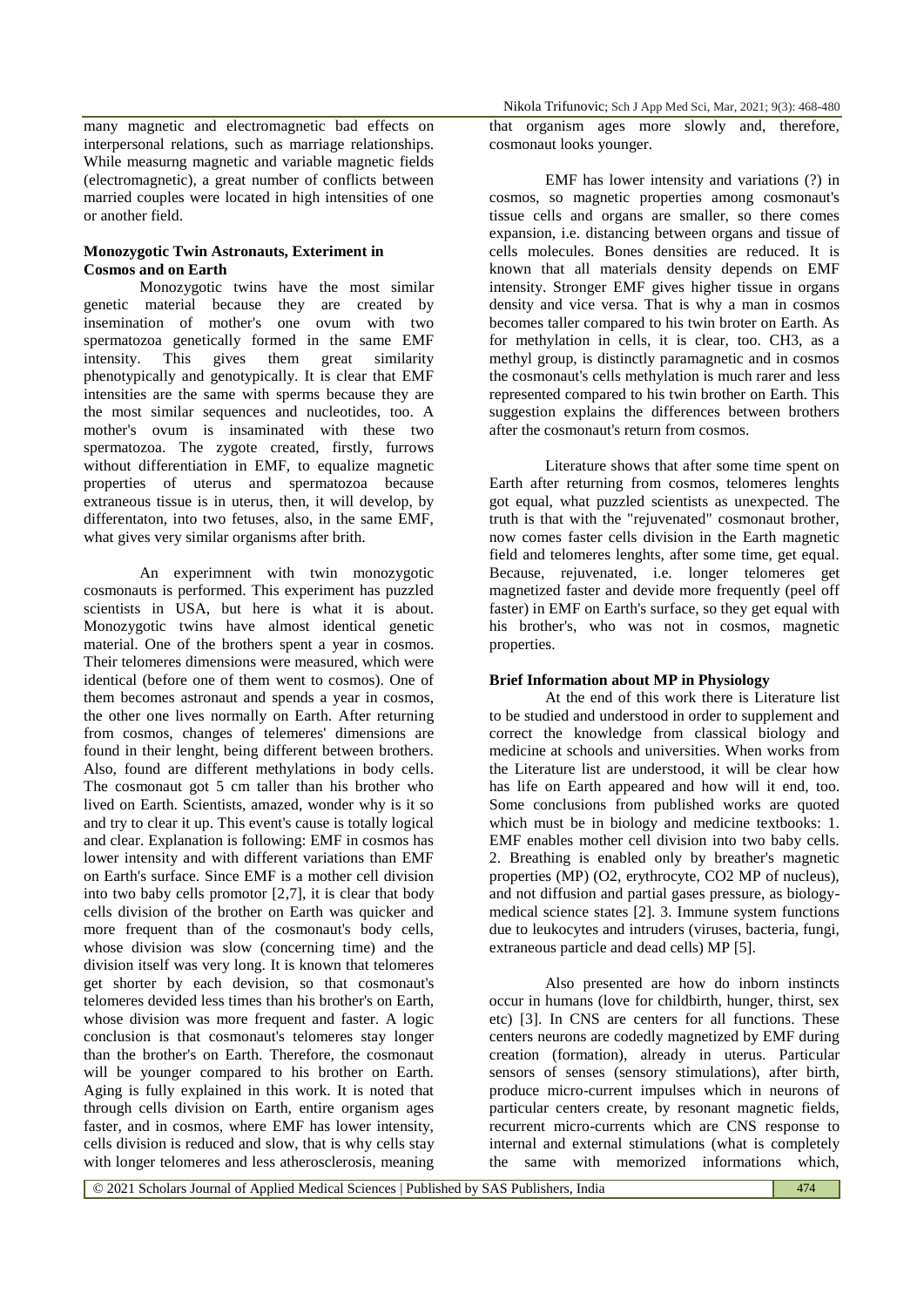many magnetic and electromagnetic bad effects on interpersonal relations, such as marriage relationships. While measurng magnetic and variable magnetic fields (electromagnetic), a great number of conflicts between married couples were located in high intensities of one or another field.

**Monozygotic Twin Astronauts, Exteriment in Cosmos and on Earth**

Monozygotic twins have the most similar genetic material because they are created by insemination of mother's one ovum with two spermatozoa genetically formed in the same EMF intensity. This gives them great similarity phenotypically and genotypically. It is clear that EMF intensities are the same with sperms because they are the most similar sequences and nucleotides, too. A mother's ovum is insaminated with these two spermatozoa. The zygote created, firstly, furrows without differentiation in EMF, to equalize magnetic properties of uterus and spermatozoa because extraneous tissue is in uterus, then, it will develop, by differentaton, into two fetuses, also, in the same EMF, what gives very similar organisms after brith.

An experimnent with twin monozygotic cosmonauts is performed. This experiment has puzzled scientists in USA, but here is what it is about. Monozygotic twins have almost identical genetic material. One of the brothers spent a year in cosmos. Their telomeres dimensions were measured, which were identical (before one of them went to cosmos). One of them becomes astronaut and spends a year in cosmos, the other one lives normally on Earth. After returning from cosmos, changes of telemeres' dimensions are found in their lenght, being different between brothers. Also, found are different methylations in body cells. The cosmonaut got 5 cm taller than his brother who lived on Earth. Scientists, amazed, wonder why is it so and try to clear it up. This event's cause is totally logical and clear. Explanation is following: EMF in cosmos has lower intensity and with different variations than EMF on Earth's surface. Since EMF is a mother cell division into two baby cells promotor [2,7], it is clear that body cells division of the brother on Earth was quicker and more frequent than of the cosmonaut's body cells, whose division was slow (concerning time) and the division itself was very long. It is known that telomeres get shorter by each division, so that cosmonaut's telomeres devided less times than his brother's on Earth, whose division was more frequent and faster. A logic conclusion is that cosmonaut's telomeres stay longer than the brother's on Earth. Therefore, the cosmonaut will be younger compared to his brother on Earth. Aging is fully explained in this work. It is noted that through cells division on Earth, entire organism ages faster, and in cosmos, where EMF has lower intensity, cells division is reduced and slow, that is why cells stay with longer telomeres and less atherosclerosis, meaning that organism ages more slowly and, therefore, cosmonaut looks younger.

EMF has lower intensity and variations (?) in cosmos, so magnetic properties among cosmonaut's tissue cells and organs are smaller, so there comes expansion, i.e. distancing between organs and tissue of cells molecules. Bones densities are reduced. It is known that all materials density depends on EMF intensity. Stronger EMF gives higher tissue in organs density and vice versa. That is why a man in cosmos becomes taller compared to his twin broter on Earth. As for methylation in cells, it is clear, too. $CH_3$, as a methyl group, is distinctly paramagnetic and in cosmos the cosmonaut's cells methylation is much rarer and less represented compared to his twin brother on Earth. This suggestion explains the differences between brothers after the cosmonaut's return from cosmos.

Literature shows that after some time spent on Earth after returning from cosmos, telomeres lenghts got equal, what puzzled scientists as unexpected. The truth is that with the "rejuvenated" cosmonaut brother, now comes faster cells division in the Earth magnetic field and telomeres lenghts, after some time, get equal. Because, rejuvenated, i.e. longer telomeres get magnetized faster and devide more frequently (peel off faster) in EMF on Earth's surface, so they get equal with his brother's, who was not in cosmos, magnetic properties.

**Brief Information about MP in Physiology**

At the end of this work there is Literature list to be studied and understood in order to supplement and correct the knowledge from classical biology and medicine at schools and universities. When works from the Literature list are understood, it will be clear how has life on Earth appeared and how will it end, too. Some conclusions from published works are quoted which must be in biology and medicine textbooks: 1. EMF enables mother cell division into two baby cells. 2. Breathing is enabled only by breather's magnetic properties (MP) ($O_2$, erythrocyte, $CO_2$ MP of nucleus), and not diffusion and partial gases pressure, as biology-medical science states [2]. 3. Immune system functions due to leukocytes and intruders (viruses, bacteria, fungi, extraneous particle and dead cells) MP [5].

Also presented are how do inborn instincts occur in humans (love for childbirth, hunger, thirst, sex etc) [3]. In CNS are centers for all functions. These centers neurons are codedly magnetized by EMF during creation (formation), already in uterus. Particular sensors of senses (sensory stimulations), after birth, produce micro-current impulses which in neurons of particular centers create, by resonant magnetic fields, recurrent micro-currents which are CNS response to internal and external stimulations (what is completely the same with memorized informations which,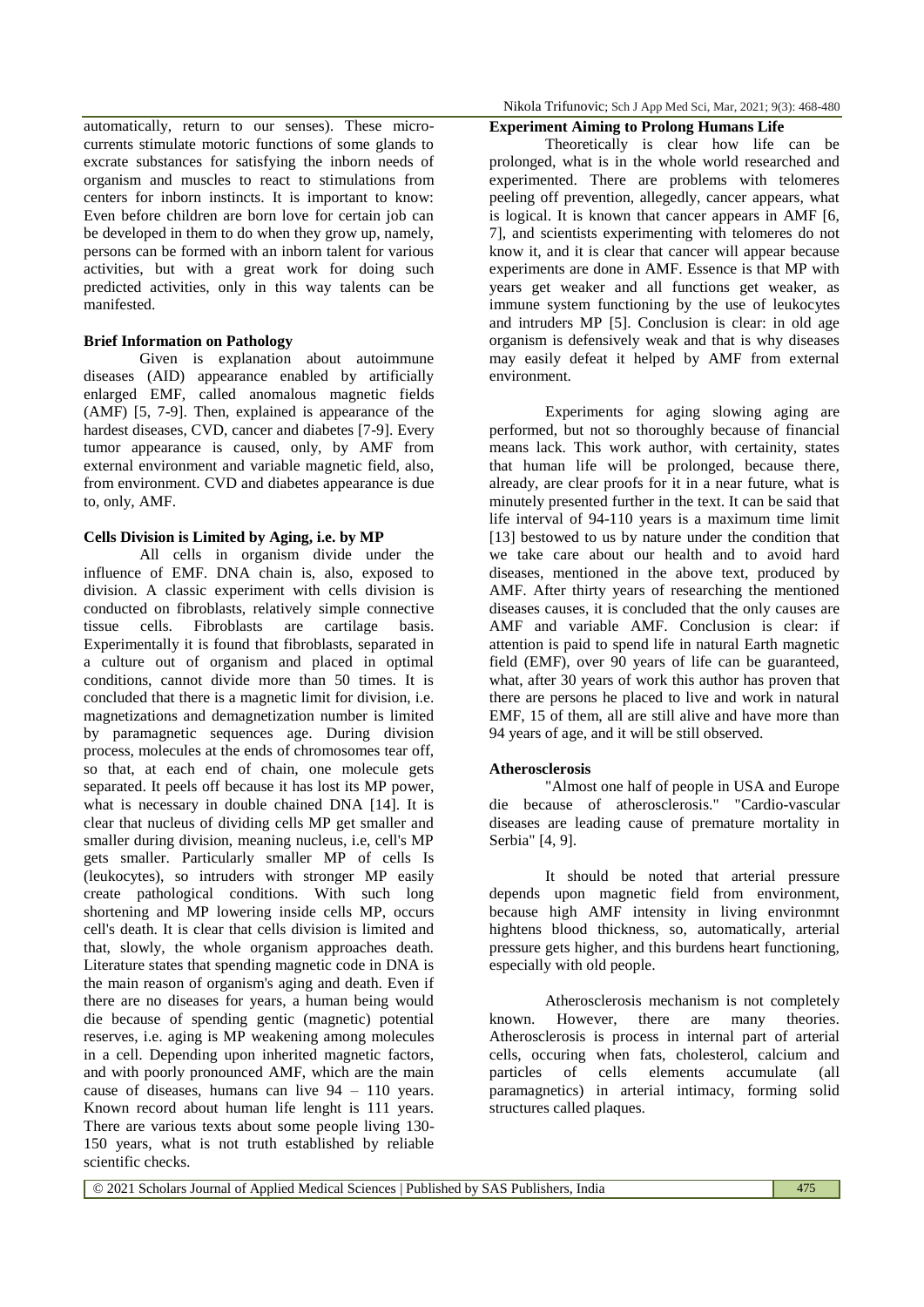automatically, return to our senses). These micro-currents stimulate motoric functions of some glands to excrate substances for satisfying the inborn needs of organism and muscles to react to stimulations from centers for inborn instincts. It is important to know: Even before children are born love for certain job can be developed in them to do when they grow up, namely, persons can be formed with an inborn talent for various activities, but with a great work for doing such predicted activities, only in this way talents can be manifested.

**Brief Information on Pathology**

Given is explanation about autoimmune diseases (AID) appearance enabled by artificially enlarged EMF, called anomalous magnetic fields (AMF) [5, 7-9]. Then, explained is appearance of the hardest diseases, CVD, cancer and diabetes [7-9]. Every tumor appearance is caused, only, by AMF from external environment and variable magnetic field, also, from environment. CVD and diabetes appearance is due to, only, AMF.

**Cells Division is Limited by Aging, i.e. by MP**

All cells in organism divide under the influence of EMF. DNA chain is, also, exposed to division. A classic experiment with cells division is conducted on fibroblasts, relatively simple connective tissue cells. Fibroblasts are cartilage basis. Experimentally it is found that fibroblasts, separated in a culture out of organism and placed in optimal conditions, cannot divide more than 50 times. It is concluded that there is a magnetic limit for division, i.e. magnetizations and demagnetization number is limited by paramagnetic sequences age. During division process, molecules at the ends of chromosomes tear off, so that, at each end of chain, one molecule gets separated. It peels off because it has lost its MP power, what is necessary in double chained DNA [14]. It is clear that nucleus of dividing cells MP get smaller and smaller during division, meaning nucleus, i.e, cell's MP gets smaller. Particularly smaller MP of cells Is (leukocytes), so intruders with stronger MP easily create pathological conditions. With such long shortening and MP lowering inside cells MP, occurs cell's death. It is clear that cells division is limited and that, slowly, the whole organism approaches death. Literature states that spending magnetic code in DNA is the main reason of organism's aging and death. Even if there are no diseases for years, a human being would die because of spending gentic (magnetic) potential reserves, i.e. aging is MP weakening among molecules in a cell. Depending upon inherited magnetic factors, and with poorly pronounced AMF, which are the main cause of diseases, humans can live 94 – 110 years. Known record about human life lenght is 111 years. There are various texts about some people living 130-150 years, what is not truth established by reliable scientific checks.

**Experiment Aiming to Prolong Humans Life**

Theoretically is clear how life can be prolonged, what is in the whole world researched and experimented. There are problems with telomeres peeling off prevention, allegedly, cancer appears, what is logical. It is known that cancer appears in AMF [6, 7], and scientists experimenting with telomeres do not know it, and it is clear that cancer will appear because experiments are done in AMF. Essence is that MP with years get weaker and all functions get weaker, as immune system functioning by the use of leukocytes and intruders MP [5]. Conclusion is clear: in old age organism is defensively weak and that is why diseases may easily defeat it helped by AMF from external environment.

Experiments for aging slowing aging are performed, but not so thoroughly because of financial means lack. This work author, with certainity, states that human life will be prolonged, because there, already, are clear proofs for it in a near future, what is minutely presented further in the text. It can be said that life interval of 94-110 years is a maximum time limit [13] bestowed to us by nature under the condition that we take care about our health and to avoid hard diseases, mentioned in the above text, produced by AMF. After thirty years of researching the mentioned diseases causes, it is concluded that the only causes are AMF and variable AMF. Conclusion is clear: if attention is paid to spend life in natural Earth magnetic field (EMF), over 90 years of life can be guaranteed, what, after 30 years of work this author has proven that there are persons he placed to live and work in natural EMF, 15 of them, all are still alive and have more than 94 years of age, and it will be still observed.

**Atherosclerosis**

"Almost one half of people in USA and Europe die because of atherosclerosis." "Cardio-vascular diseases are leading cause of premature mortality in Serbia" [4, 9].

It should be noted that arterial pressure depends upon magnetic field from environment, because high AMF intensity in living environmnt hightens blood thickness, so, automatically, arterial pressure gets higher, and this burdens heart functioning, especially with old people.

Atherosclerosis mechanism is not completely known. However, there are many theories. Atherosclerosis is process in internal part of arterial cells, occuring when fats, cholesterol, calcium and particles of cells elements accumulate (all paramagnetics) in arterial intimacy, forming solid structures called plaques.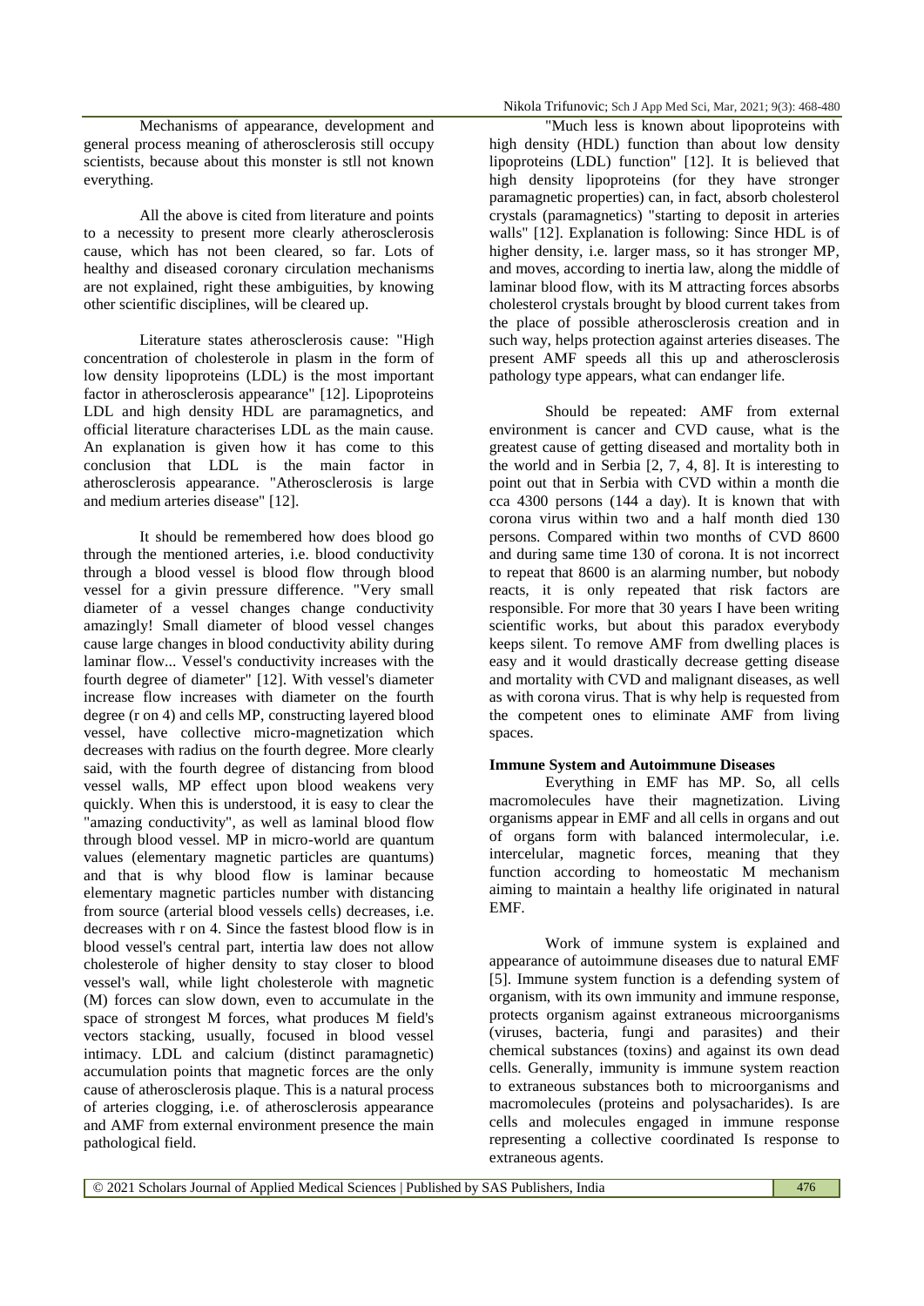Mechanisms of appearance, development and general process meaning of atherosclerosis still occupy scientists, because about this monster is stll not known everything.

All the above is cited from literature and points to a necessity to present more clearly atherosclerosis cause, which has not been cleared, so far. Lots of healthy and diseased coronary circulation mechanisms are not explained, right these ambiguities, by knowing other scientific disciplines, will be cleared up.

Literature states atherosclerosis cause: "High concentration of cholesterole in plasm in the form of low density lipoproteins (LDL) is the most important factor in atherosclerosis appearance." Lipoproteins LDL and high density HDL are paramagnetics, and official literature characterises LDL as the main cause. An explanation is given how it has come to this conclusion that LDL is the main factor in atherosclerosis appearance. "Atherosclerosis is large and medium arteries disease" [12].

It should be remembered how does blood go through the mentioned arteries, i.e. blood conductivity through a blood vessel is blood flow through blood vessel for a givin pressure difference. "Very small diameter of a vessel changes change conductivity amazingly! Small diameter of blood vessel changes cause large changes in blood conductivity ability during laminar flow... Vessel's conductivity increases with the fourth degree of diameter" [12]. With vessel's diameter increase flow increases with diameter on the fourth degree (r on 4) and cells MP, constructing layered blood vessel, have collective micro-magnetization which decreases with radius on the fourth degree. More clearly said, with the fourth degree of distancing from blood vessel walls, MP effect upon blood weakens very quickly. When this is understood, it is easy to clear the "amazing conductivity", as well as laminal blood flow through blood vessel. MP in micro-world are quantum values (elementary magnetic particles are quantums) and that is why blood flow is laminar because elementary magnetic particles number with distancing from source (arterial blood vessels cells) decreases, i.e. decreases with r on 4. Since the fastest blood flow is in blood vessel's central part, intertia law does not allow cholesterole of higher density to stay closer to blood vessel's wall, while light cholesterole with magnetic (M) forces can slow down, even to accumulate in the space of strongest M forces, what produces M field's vectors stacking, usually, focused in blood vessel intimacy. LDL and calcium (distinct paramagnetic) accumulation points that magnetic forces are the only cause of atherosclerosis plaque. This is a natural process of arteries clogging, i.e. of atherosclerosis appearance and AMF from external environment presence the main pathological field.

"Much less is known about lipoproteins with high density (HDL) function than about low density lipoproteins (LDL) function" [12]. It is believed that high density lipoproteins (for they have stronger paramagnetic properties) can, in fact, absorb cholesterol crystals (paramagnetics) "starting to deposit in arteries walls" [12]. Explanation is following: Since HDL is of higher density, i.e. larger mass, so it has stronger MP, and moves, according to inertia law, along the middle of laminar blood flow, with its M attracting forces absorbs cholesterol crystals brought by blood current takes from the place of possible atherosclerosis creation and in such way, helps protection against arteries diseases. The present AMF speeds all this up and atherosclerosis pathology type appears, what can endanger life.

Should be repeated: AMF from external environment is cancer and CVD cause, what is the greatest cause of getting diseased and mortality both in the world and in Serbia [2, 7, 4, 8]. It is interesting to point out that in Serbia with CVD within a month die cca 4300 persons (144 a day). It is known that with corona virus within two and a half month died 130 persons. Compared within two months of CVD 8600 and during same time 130 of corona. It is not incorrect to repeat that 8600 is an alarming number, but nobody reacts, it is only repeated that risk factors are responsible. For more that 30 years I have been writing scientific works, but about this paradox everybody keeps silent. To remove AMF from dwelling places is easy and it would drastically decrease getting disease and mortality with CVD and malignant diseases, as well as with corona virus. That is why help is requested from the competent ones to eliminate AMF from living spaces.

## Immune System and Autoimmune Diseases

Everything in EMF has MP. So, all cells macromolecules have their magnetization. Living organisms appear in EMF and all cells in organs and out of organs form with balanced intermolecular, i.e. intercelular, magnetic forces, meaning that they function according to homeostatic M mechanism aiming to maintain a healthy life originated in natural EMF.

Work of immune system is explained and appearance of autoimmune diseases due to natural EMF [5]. Immune system function is a defending system of organism, with its own immunity and immune response, protects organism against extraneous microorganisms (viruses, bacteria, fungi and parasites) and their chemical substances (toxins) and against its own dead cells. Generally, immunity is immune system reaction to extraneous substances both to microorganisms and macromolecules (proteins and polysacharides). Is are cells and molecules engaged in immune response representing a collective coordinated Is response to extraneous agents.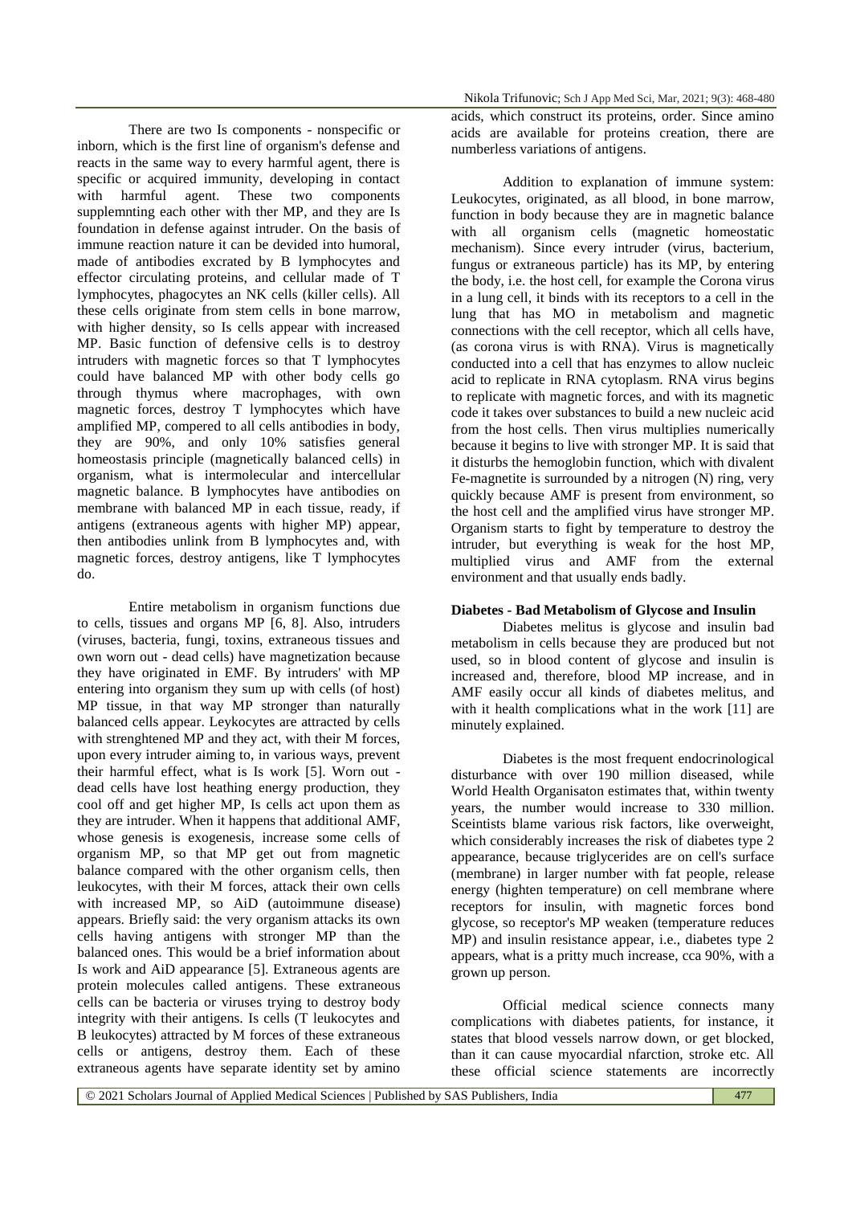There are two Is components - nonspecific or inborn, which is the first line of organism's defense and reacts in the same way to every harmful agent, there is specific or acquired immunity, developing in contact with harmful agent. These two components supplemnting each other with ther MP, and they are Is foundation in defense against intruder. On the basis of immune reaction nature it can be devided into humoral, made of antibodies excrated by B lymphocytes and effector circulating proteins, and cellular made of T lymphocytes, phagocytes an NK cells (killer cells). All these cells originate from stem cells in bone marrow, with higher density, so Is cells appear with increased MP. Basic function of defensive cells is to destroy intruders with magnetic forces so that T lymphocytes could have balanced MP with other body cells go through thymus where macrophages, with own magnetic forces, destroy T lymphocytes which have amplified MP, compered to all cells antibodies in body, they are 90%, and only 10% satisfies general homeostasis principle (magnetically balanced cells) in organism, what is intermolecular and intercellular magnetic balance. B lymphocytes have antibodies on membrane with balanced MP in each tissue, ready, if antigens (extraneous agents with higher MP) appear, then antibodies unlink from B lymphocytes and, with magnetic forces, destroy antigens, like T lymphocytes do.

Entire metabolism in organism functions due to cells, tissues and organs MP [6, 8]. Also, intruders (viruses, bacteria, fungi, toxins, extraneous tissues and own worn out - dead cells) have magnetization because they have originated in EMF. By intruders' with MP entering into organism they sum up with cells (of host) MP tissue, in that way MP stronger than naturally balanced cells appear. Leykocytes are attracted by cells with strenghtened MP and they act, with their M forces, upon every intruder aiming to, in various ways, prevent their harmful effect, what is Is work [5]. Worn out - dead cells have lost heathing energy production, they cool off and get higher MP, Is cells act upon them as they are intruder. When it happens that additional AMF, whose genesis is exogenesis, increase some cells of organism MP, so that MP get out from magnetic balance compared with the other organism cells, then leukocytes, with their M forces, attack their own cells with increased MP, so AiD (autoimmune disease) appears. Briefly said: the very organism attacks its own cells having antigens with stronger MP than the balanced ones. This would be a brief information about Is work and AiD appearance [5]. Extraneous agents are protein molecules called antigens. These extraneous cells can be bacteria or viruses trying to destroy body integrity with their antigens. Is cells (T leukocytes and B leukocytes) attracted by M forces of these extraneous cells or antigens, destroy them. Each of these extraneous agents have separate identity set by amino acids, which construct its proteins, order. Since amino acids are available for proteins creation, there are numberless variations of antigens.

Addition to explanation of immune system: Leukocytes, originated, as all blood, in bone marrow, function in body because they are in magnetic balance with all organism cells (magnetic homeostatic mechanism). Since every intruder (virus, bacterium, fungus or extraneous particle) has its MP, by entering the body, i.e. the host cell, for example the Corona virus in a lung cell, it binds with its receptors to a cell in the lung that has MO in metabolism and magnetic connections with the cell receptor, which all cells have, (as corona virus is with RNA). Virus is magnetically conducted into a cell that has enzymes to allow nucleic acid to replicate in RNA cytoplasm. RNA virus begins to replicate with magnetic forces, and with its magnetic code it takes over substances to build a new nucleic acid from the host cells. Then virus multiplies numerically because it begins to live with stronger MP. It is said that it disturbs the hemoglobin function, which with divalent Fe-magnetite is surrounded by a nitrogen (N) ring, very quickly because AMF is present from environment, so the host cell and the amplified virus have stronger MP. Organism starts to fight by temperature to destroy the intruder, but everything is weak for the host MP, multiplied virus and AMF from the external environment and that usually ends badly.

### Diabetes - Bad Metabolism of Glycose and Insulin

Diabetes melitus is glycose and insulin bad metabolism in cells because they are produced but not used, so in blood content of glycose and insulin is increased and, therefore, blood MP increase, and in AMF easily occur all kinds of diabetes melitus, and with it health complications what in the work [11] are minutely explained.

Diabetes is the most frequent endocrinological disturbance with over 190 million diseased, while World Health Organisaton estimates that, within twenty years, the number would increase to 330 million. Sceintists blame various risk factors, like overweight, which considerably increases the risk of diabetes type 2 appearance, because triglycerides are on cell's surface (membrane) in larger number with fat people, release energy (highten temperature) on cell membrane where receptors for insulin, with magnetic forces bond glycose, so receptor's MP weaken (temperature reduces MP) and insulin resistance appear, i.e., diabetes type 2 appears, what is a pritty much increase, cca 90%, with a grown up person.

Official medical science connects many complications with diabetes patients, for instance, it states that blood vessels narrow down, or get blocked, than it can cause myocardial nfarction, stroke etc. All these official science statements are incorrectly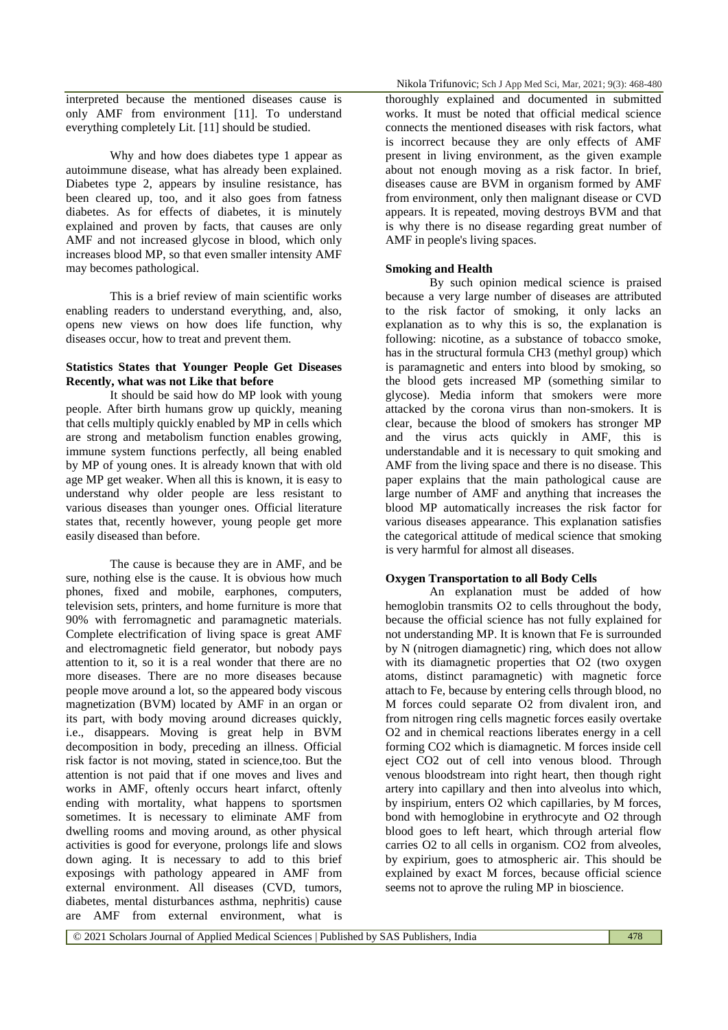interpreted because the mentioned diseases cause is only AMF from environment [11]. To understand everything completely Lit. [11] should be studied.

Why and how does diabetes type 1 appear as autoimmune disease, what has already been explained. Diabetes type 2, appears by insuline resistance, has been cleared up, too, and it also goes from fatness diabetes. As for effects of diabetes, it is minutely explained and proven by facts, that causes are only AMF and not increased glycose in blood, which only increases blood MP, so that even smaller intensity AMF may becomes pathological.

This is a brief review of main scientific works enabling readers to understand everything, and, also, opens new views on how does life function, why diseases occur, how to treat and prevent them.

**Statistics States that Younger People Get Diseases Recently, what was not Like that before**

It should be said how do MP look with young people. After birth humans grow up quickly, meaning that cells multiply quickly enabled by MP in cells which are strong and metabolism function enables growing, immune system functions perfectly, all being enabled by MP of young ones. It is already known that with old age MP get weaker. When all this is known, it is easy to understand why older people are less resistant to various diseases than younger ones. Official literature states that, recently however, young people get more easily diseased than before.

The cause is because they are in AMF, and be sure, nothing else is the cause. It is obvious how much phones, fixed and mobile, earphones, computers, television sets, printers, and home furniture is more that 90% with ferromagnetic and paramagnetic materials. Complete electrification of living space is great AMF and electromagnetic field generator, but nobody pays attention to it, so it is a real wonder that there are no more diseases. There are no more diseases because people move around a lot, so the appeared body viscous magnetization (BVM) located by AMF in an organ or its part, with body moving around dicreases quickly, i.e., disappears. Moving is great help in BVM decomposition in body, preceding an illness. Official risk factor is not moving, stated in science,too. But the attention is not paid that if one moves and lives and works in AMF, oftenly occurs heart infarct, oftenly ending with mortality, what happens to sportsmen sometimes. It is necessary to eliminate AMF from dwelling rooms and moving around, as other physical activities is good for everyone, prolongs life and slows down aging. It is necessary to add to this brief exposings with pathology appeared in AMF from external environment. All diseases (CVD, tumors, diabetes, mental disturbances asthma, nephritis) cause are AMF from external environment, what is thoroughly explained and documented in submitted works. It must be noted that official medical science connects the mentioned diseases with risk factors, what is incorrect because they are only effects of AMF present in living environment, as the given example about not enough moving as a risk factor. In brief, diseases cause are BVM in organism formed by AMF from environment, only then malignant disease or CVD appears. It is repeated, moving destroys BVM and that is why there is no disease regarding great number of AMF in people's living spaces.

**Smoking and Health**

By such opinion medical science is praised because a very large number of diseases are attributed to the risk factor of smoking, it only lacks an explanation as to why this is so, the explanation is following: nicotine, as a substance of tobacco smoke, has in the structural formula $CH_3$ (methyl group) which is paramagnetic and enters into blood by smoking, so the blood gets increased MP (something similar to glycose). Media inform that smokers were more attacked by the corona virus than non-smokers. It is clear, because the blood of smokers has stronger MP and the virus acts quickly in AMF, this is understandable and it is necessary to quit smoking and AMF from the living space and there is no disease. This paper explains that the main pathological cause are large number of AMF and anything that increases the blood MP automatically increases the risk factor for various diseases appearance. This explanation satisfies the categorical attitude of medical science that smoking is very harmful for almost all diseases.

**Oxygen Transportation to all Body Cells**

An explanation must be added of how hemoglobin transmits $O_2$ to cells throughout the body, because the official science has not fully explained for not understanding MP. It is known that Fe is surrounded by N (nitrogen diamagnetic) ring, which does not allow with its diamagnetic properties that $O_2$ (two oxygen atoms, distinct paramagnetic) with magnetic force attach to Fe, because by entering cells through blood, no M forces could separate $O_2$ from divalent iron, and from nitrogen ring cells magnetic forces easily overtake $O_2$ and in chemical reactions liberates energy in a cell forming $CO_2$ which is diamagnetic. M forces inside cell eject $CO_2$ out of cell into venous blood. Through venous bloodstream into right heart, then though right artery into capillary and then into alveolus into which, by inspirium, enters $O_2$ which capillaries, by M forces, bond with hemoglobine in erythrocyte and $O_2$ through blood goes to left heart, which through arterial flow carries $O_2$ to all cells in organism. $CO_2$ from alveoles, by expirium, goes to atmospheric air. This should be explained by exact M forces, because official science seems not to aprove the ruling MP in bioscience.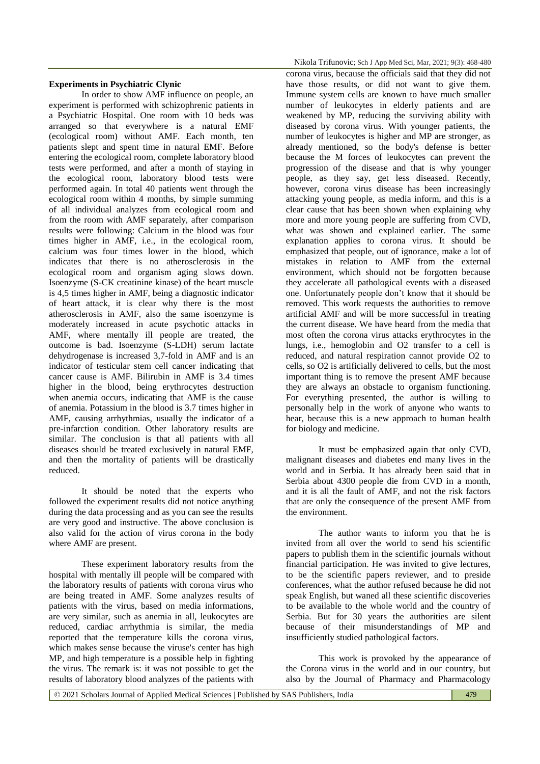### Experiments in Psychiatric Clynic

In order to show AMF influence on people, an experiment is performed with schizophrenic patients in a Psychiatric Hospital. One room with 10 beds was arranged so that everywhere is a natural EMF (ecological room) without AMF. Each month, ten patients slept and spent time in natural EMF. Before entering the ecological room, complete laboratory blood tests were performed, and after a month of staying in the ecological room, laboratory blood tests were performed again. In total 40 patients went through the ecological room within 4 months, by simple summing of all individual analyzes from ecological room and from the room with AMF separately, after comparison results were following: Calcium in the blood was four times higher in AMF, i.e., in the ecological room, calcium was four times lower in the blood, which indicates that there is no atherosclerosis in the ecological room and organism aging slows down. Isoenzyme (S-CK creatinine kinase) of the heart muscle is 4,5 times higher in AMF, being a diagnostic indicator of heart attack, it is clear why there is the most atherosclerosis in AMF, also the same isoenzyme is moderately increased in acute psychotic attacks in AMF, where mentally ill people are treated, the outcome is bad. Isoenzyme (S-LDH) serum lactate dehydrogenase is increased 3,7-fold in AMF and is an indicator of testicular stem cell cancer indicating that cancer cause is AMF. Bilirubin in AMF is 3.4 times higher in the blood, being erythrocytes destruction when anemia occurs, indicating that AMF is the cause of anemia. Potassium in the blood is 3.7 times higher in AMF, causing arrhythmias, usually the indicator of a pre-infarction condition. Other laboratory results are similar. The conclusion is that all patients with all diseases should be treated exclusively in natural EMF, and then the mortality of patients will be drastically reduced.

It should be noted that the experts who followed the experiment results did not notice anything during the data processing and as you can see the results are very good and instructive. The above conclusion is also valid for the action of virus corona in the body where AMF are present.

These experiment laboratory results from the hospital with mentally ill people will be compared with the laboratory results of patients with corona virus who are being treated in AMF. Some analyzes results of patients with the virus, based on media informations, are very similar, such as anemia in all, leukocytes are reduced, cardiac arrhythmia is similar, the media reported that the temperature kills the corona virus, which makes sense because the viruse's center has high MP, and high temperature is a possible help in fighting the virus. The remark is: it was not possible to get the results of laboratory blood analyzes of the patients with corona virus, because the officials said that they did not have those results, or did not want to give them. Immune system cells are known to have much smaller number of leukocytes in elderly patients and are weakened by MP, reducing the surviving ability with diseased by corona virus. With younger patients, the number of leukocytes is higher and MP are stronger, as already mentioned, so the body's defense is better because the M forces of leukocytes can prevent the progression of the disease and that is why younger people, as they say, get less diseased. Recently, however, corona virus disease has been increasingly attacking young people, as media inform, and this is a clear cause that has been shown when explaining why more and more young people are suffering from CVD, what was shown and explained earlier. The same explanation applies to corona virus. It should be emphasized that people, out of ignorance, make a lot of mistakes in relation to AMF from the external environment, which should not be forgotten because they accelerate all pathological events with a diseased one. Unfortunately people don't know that it should be removed. This work requests the authorities to remove artificial AMF and will be more successful in treating the current disease. We have heard from the media that most often the corona virus attacks erythrocytes in the lungs, i.e., hemoglobin and O2 transfer to a cell is reduced, and natural respiration cannot provide O2 to cells, so O2 is artificially delivered to cells, but the most important thing is to remove the present AMF because they are always an obstacle to organism functioning. For everything presented, the author is willing to personally help in the work of anyone who wants to hear, because this is a new approach to human health for biology and medicine.

It must be emphasized again that only CVD, malignant diseases and diabetes end many lives in the world and in Serbia. It has already been said that in Serbia about 4300 people die from CVD in a month, and it is all the fault of AMF, and not the risk factors that are only the consequence of the present AMF from the environment.

The author wants to inform you that he is invited from all over the world to send his scientific papers to publish them in the scientific journals without financial participation. He was invited to give lectures, to be the scientific papers reviewer, and to preside conferences, what the author refused because he did not speak English, but waned all these scientific discoveries to be available to the whole world and the country of Serbia. But for 30 years the authorities are silent because of their misunderstandings of MP and insufficiently studied pathological factors.

This work is provoked by the appearance of the Corona virus in the world and in our country, but also by the Journal of Pharmacy and Pharmacology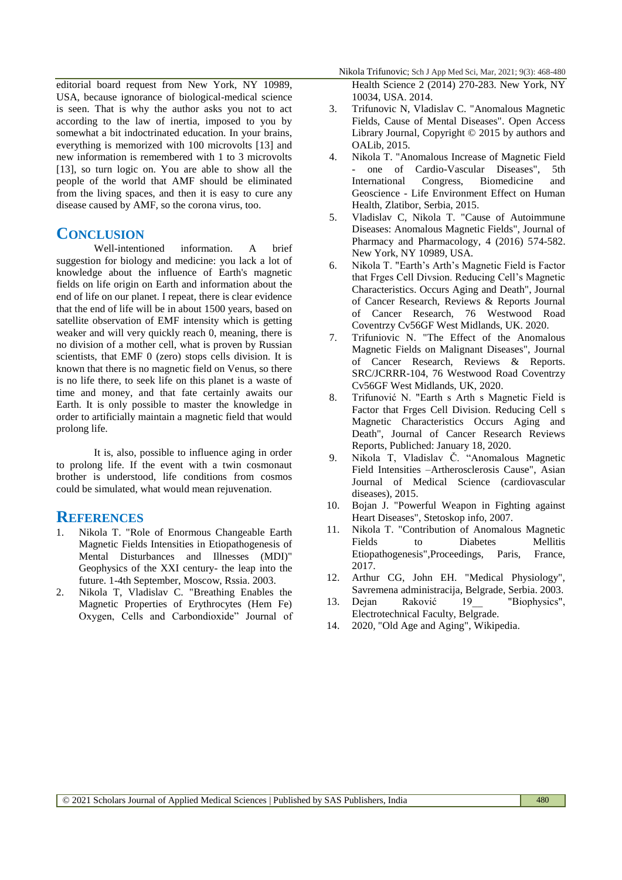editorial board request from New York, NY 10989, USA, because ignorance of biological-medical science is seen. That is why the author asks you not to act according to the law of inertia, imposed to you by somewhat a bit indoctrinated education. In your brains, everything is memorized with 100 microvolts [13] and new information is remembered with 1 to 3 microvolts [13], so turn logic on. You are able to show all the people of the world that AMF should be eliminated from the living spaces, and then it is easy to cure any disease caused by AMF, so the corona virus, too.

## CONCLUSION

Well-intentioned information. A brief suggestion for biology and medicine: you lack a lot of knowledge about the influence of Earth's magnetic fields on life origin on Earth and information about the end of life on our planet. I repeat, there is clear evidence that the end of life will be in about 1500 years, based on satellite observation of EMF intensity which is getting weaker and will very quickly reach 0, meaning, there is no division of a mother cell, what is proven by Russian scientists, that EMF 0 (zero) stops cells division. It is known that there is no magnetic field on Venus, so there is no life there, to seek life on this planet is a waste of time and money, and that fate certainly awaits our Earth. It is only possible to master the knowledge in order to artificially maintain a magnetic field that would prolong life.

It is, also, possible to influence aging in order to prolong life. If the event with a twin cosmonaut brother is understood, life conditions from cosmos could be simulated, what would mean rejuvenation.

## REFERENCES

1. Nikola T. "Role of Enormous Changeable Earth Magnetic Fields Intensities in Etiopathogenesis of Mental Disturbances and Illnesses (MDI)" Geophysics of the XXI century- the leap into the future. 1-4th September, Moscow, Rssia. 2003.
2. Nikola T, Vladislav C. "Breathing Enables the Magnetic Properties of Erythrocytes (Hem Fe) Oxygen, Cells and Carbondioxide" Journal of Health Science 2 (2014) 270-283. New York, NY 10034, USA. 2014.
3. Trifunovic N, Vladislav C. "Anomalous Magnetic Fields, Cause of Mental Diseases". Open Access Library Journal, Copyright © 2015 by authors and OALib, 2015.
4. Nikola T. "Anomalous Increase of Magnetic Field - one of Cardio-Vascular Diseases", 5th International Congress, Biomedicine and Geoscience - Life Environment Effect on Human Health, Zlatibor, Serbia, 2015.
5. Vladislav C, Nikola T. "Cause of Autoimmune Diseases: Anomalous Magnetic Fields", Journal of Pharmacy and Pharmacology, 4 (2016) 574-582. New York, NY 10989, USA.
6. Nikola T. "Earth's Arth's Magnetic Field is Factor that Frges Cell Divsion. Reducing Cell's Magnetic Characteristics. Occurs Aging and Death", Journal of Cancer Research, Reviews & Reports Journal of Cancer Research, 76 Westwood Road Coventrzy Cv56GF West Midlands, UK. 2020.
7. Trifuniovic N. "The Effect of the Anomalous Magnetic Fields on Malignant Diseases", Journal of Cancer Research, Reviews & Reports. SRC/JCRRR-104, 76 Westwood Road Coventrzy Cv56GF West Midlands, UK, 2020.
8. Trifunović N. "Earth s Arth s Magnetic Field is Factor that Frges Cell Division. Reducing Cell s Magnetic Characteristics Occurs Aging and Death", Journal of Cancer Research Reviews Reports, Published: January 18, 2020.
9. Nikola T, Vladislav Č. "Anomalous Magnetic Field Intensities –Artherosclerosis Cause", Asian Journal of Medical Science (cardiovascular diseases), 2015.
10. Bojan J. "Powerful Weapon in Fighting against Heart Diseases", Stetoskop info, 2007.
11. Nikola T. "Contribution of Anomalous Magnetic Fields to Diabetes Mellitis Etiopathogenesis",Proceedings, Paris, France, 2017.
12. Arthur CG, John EH. "Medical Physiology", Savremena administracija, Belgrade, Serbia. 2003.
13. Dejan Raković 19__ "Biophysics", Electrotechnical Faculty, Belgrade.
14. 2020, "Old Age and Aging", Wikipedia.